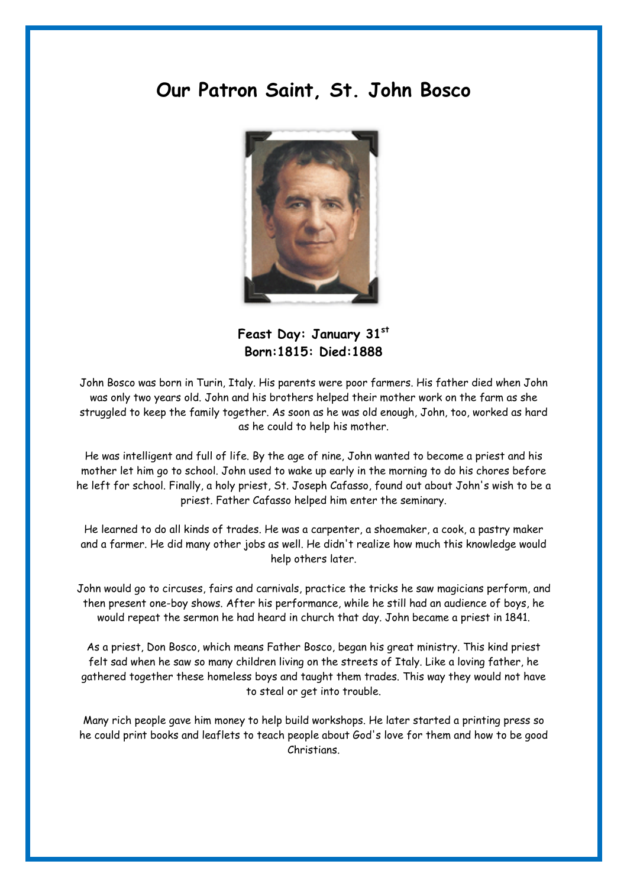# Our Patron Saint, St. John Bosco

**Feast Day: January 31st**
**Born:1815: Died:1888**

John Bosco was born in Turin, Italy. His parents were poor farmers. His father died when John was only two years old. John and his brothers helped their mother work on the farm as she struggled to keep the family together. As soon as he was old enough, John, too, worked as hard as he could to help his mother.

He was intelligent and full of life. By the age of nine, John wanted to become a priest and his mother let him go to school. John used to wake up early in the morning to do his chores before he left for school. Finally, a holy priest, St. Joseph Cafasso, found out about John's wish to be a priest. Father Cafasso helped him enter the seminary.

He learned to do all kinds of trades. He was a carpenter, a shoemaker, a cook, a pastry maker and a farmer. He did many other jobs as well. He didn't realize how much this knowledge would help others later.

John would go to circuses, fairs and carnivals, practice the tricks he saw magicians perform, and then present one-boy shows. After his performance, while he still had an audience of boys, he would repeat the sermon he had heard in church that day. John became a priest in 1841.

As a priest, Don Bosco, which means Father Bosco, began his great ministry. This kind priest felt sad when he saw so many children living on the streets of Italy. Like a loving father, he gathered together these homeless boys and taught them trades. This way they would not have to steal or get into trouble.

Many rich people gave him money to help build workshops. He later started a printing press so he could print books and leaflets to teach people about God's love for them and how to be good Christians.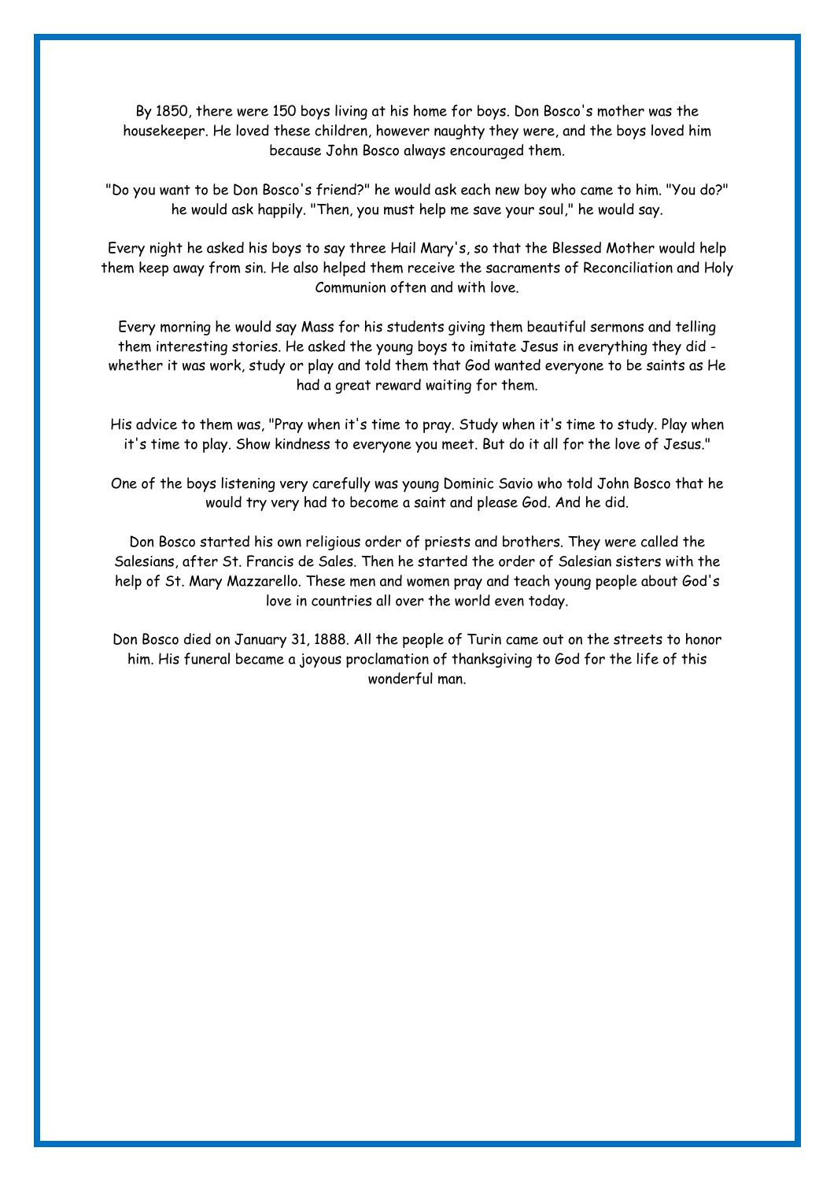By 1850, there were 150 boys living at his home for boys. Don Bosco's mother was the housekeeper. He loved these children, however naughty they were, and the boys loved him because John Bosco always encouraged them.

"Do you want to be Don Bosco's friend?" he would ask each new boy who came to him. "You do?" he would ask happily. "Then, you must help me save your soul," he would say.

Every night he asked his boys to say three Hail Mary's, so that the Blessed Mother would help them keep away from sin. He also helped them receive the sacraments of Reconciliation and Holy Communion often and with love.

Every morning he would say Mass for his students giving them beautiful sermons and telling them interesting stories. He asked the young boys to imitate Jesus in everything they did - whether it was work, study or play and told them that God wanted everyone to be saints as He had a great reward waiting for them.

His advice to them was, "Pray when it's time to pray. Study when it's time to study. Play when it's time to play. Show kindness to everyone you meet. But do it all for the love of Jesus."

One of the boys listening very carefully was young Dominic Savio who told John Bosco that he would try very had to become a saint and please God. And he did.

Don Bosco started his own religious order of priests and brothers. They were called the Salesians, after St. Francis de Sales. Then he started the order of Salesian sisters with the help of St. Mary Mazzarello. These men and women pray and teach young people about God's love in countries all over the world even today.

Don Bosco died on January 31, 1888. All the people of Turin came out on the streets to honor him. His funeral became a joyous proclamation of thanksgiving to God for the life of this wonderful man.